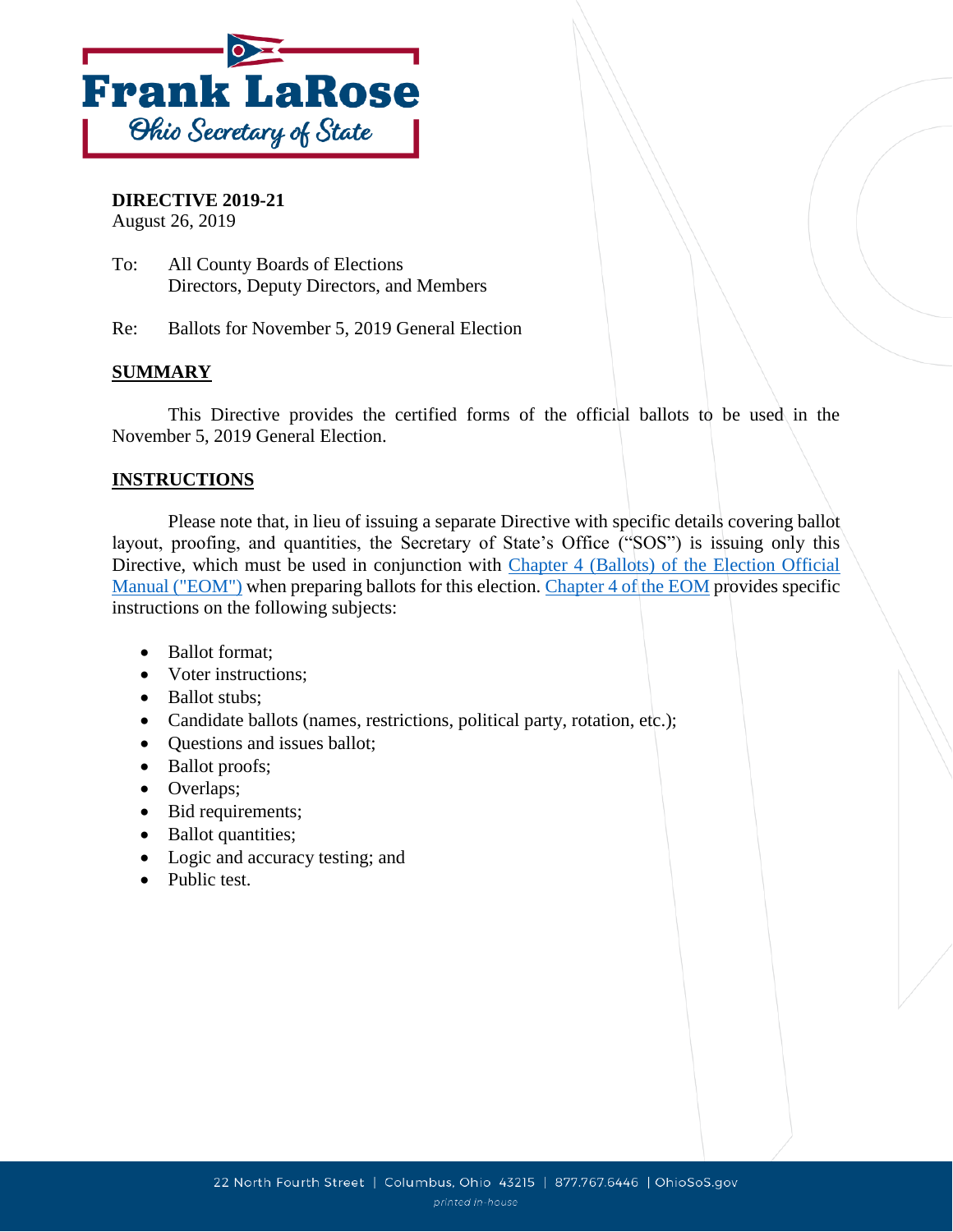Frank LaRose
Ohio Secretary of State

**DIRECTIVE 2019-21**
August 26, 2019

To: All County Boards of Elections
Directors, Deputy Directors, and Members

Re: Ballots for November 5, 2019 General Election

## SUMMARY

This Directive provides the certified forms of the official ballots to be used in the November 5, 2019 General Election.

## INSTRUCTIONS

Please note that, in lieu of issuing a separate Directive with specific details covering ballot layout, proofing, and quantities, the Secretary of State's Office ("SOS") is issuing only this Directive, which must be used in conjunction with Chapter 4 (Ballots) of the Election Official Manual ("EOM") when preparing ballots for this election. Chapter 4 of the EOM provides specific instructions on the following subjects:

- Ballot format;
- Voter instructions;
- Ballot stubs;
- Candidate ballots (names, restrictions, political party, rotation, etc.);
- Questions and issues ballot;
- Ballot proofs;
- Overlaps;
- Bid requirements;
- Ballot quantities;
- Logic and accuracy testing; and
- Public test.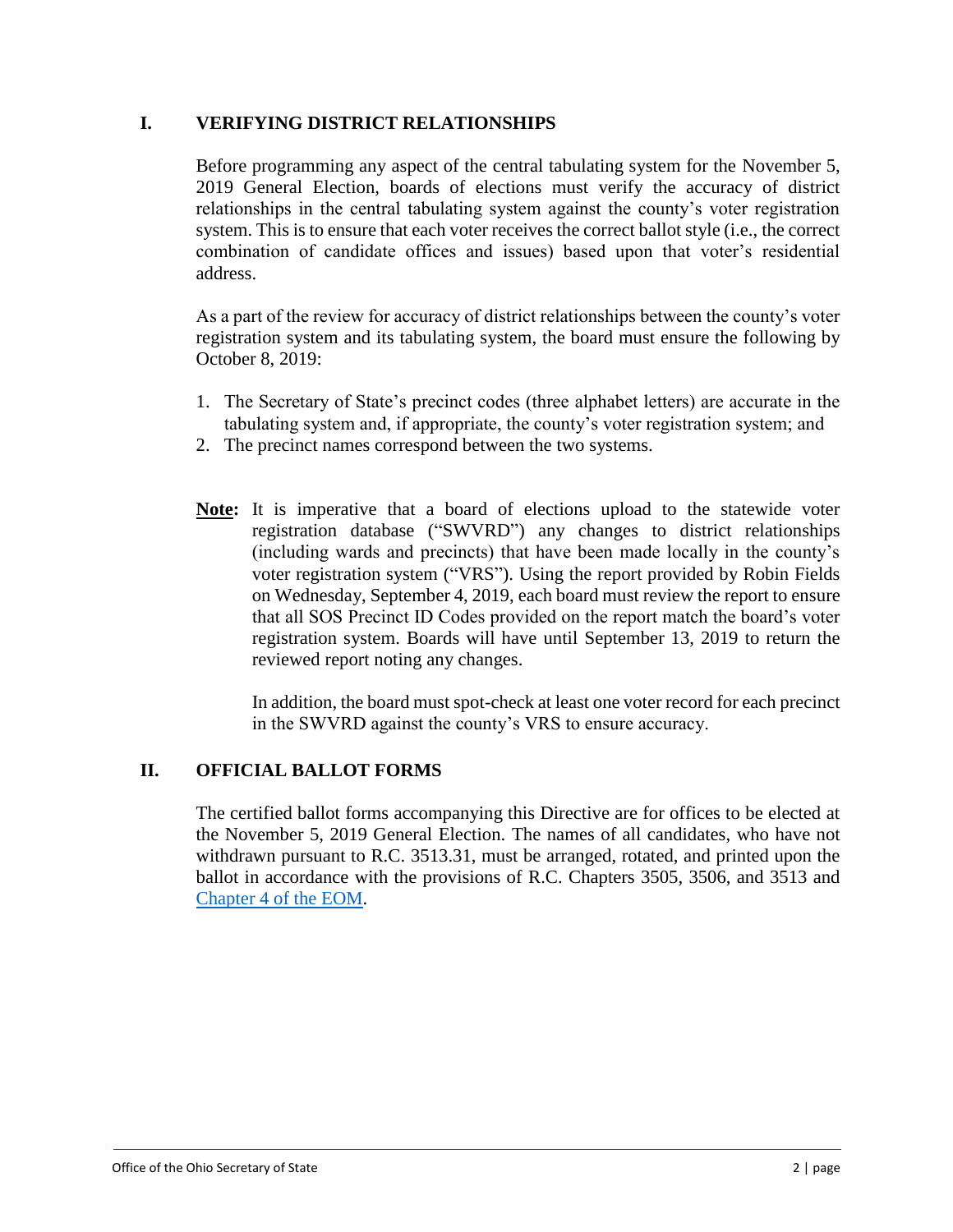## I. VERIFYING DISTRICT RELATIONSHIPS

Before programming any aspect of the central tabulating system for the November 5, 2019 General Election, boards of elections must verify the accuracy of district relationships in the central tabulating system against the county's voter registration system. This is to ensure that each voter receives the correct ballot style (i.e., the correct combination of candidate offices and issues) based upon that voter's residential address.

As a part of the review for accuracy of district relationships between the county's voter registration system and its tabulating system, the board must ensure the following by October 8, 2019:

1. The Secretary of State's precinct codes (three alphabet letters) are accurate in the tabulating system and, if appropriate, the county's voter registration system; and
2. The precinct names correspond between the two systems.

**Note:** It is imperative that a board of elections upload to the statewide voter registration database ("SWVRD") any changes to district relationships (including wards and precincts) that have been made locally in the county's voter registration system ("VRS"). Using the report provided by Robin Fields on Wednesday, September 4, 2019, each board must review the report to ensure that all SOS Precinct ID Codes provided on the report match the board's voter registration system. Boards will have until September 13, 2019 to return the reviewed report noting any changes.

In addition, the board must spot-check at least one voter record for each precinct in the SWVRD against the county's VRS to ensure accuracy.

## II. OFFICIAL BALLOT FORMS

The certified ballot forms accompanying this Directive are for offices to be elected at the November 5, 2019 General Election. The names of all candidates, who have not withdrawn pursuant to R.C. 3513.31, must be arranged, rotated, and printed upon the ballot in accordance with the provisions of R.C. Chapters 3505, 3506, and 3513 and Chapter 4 of the EOM.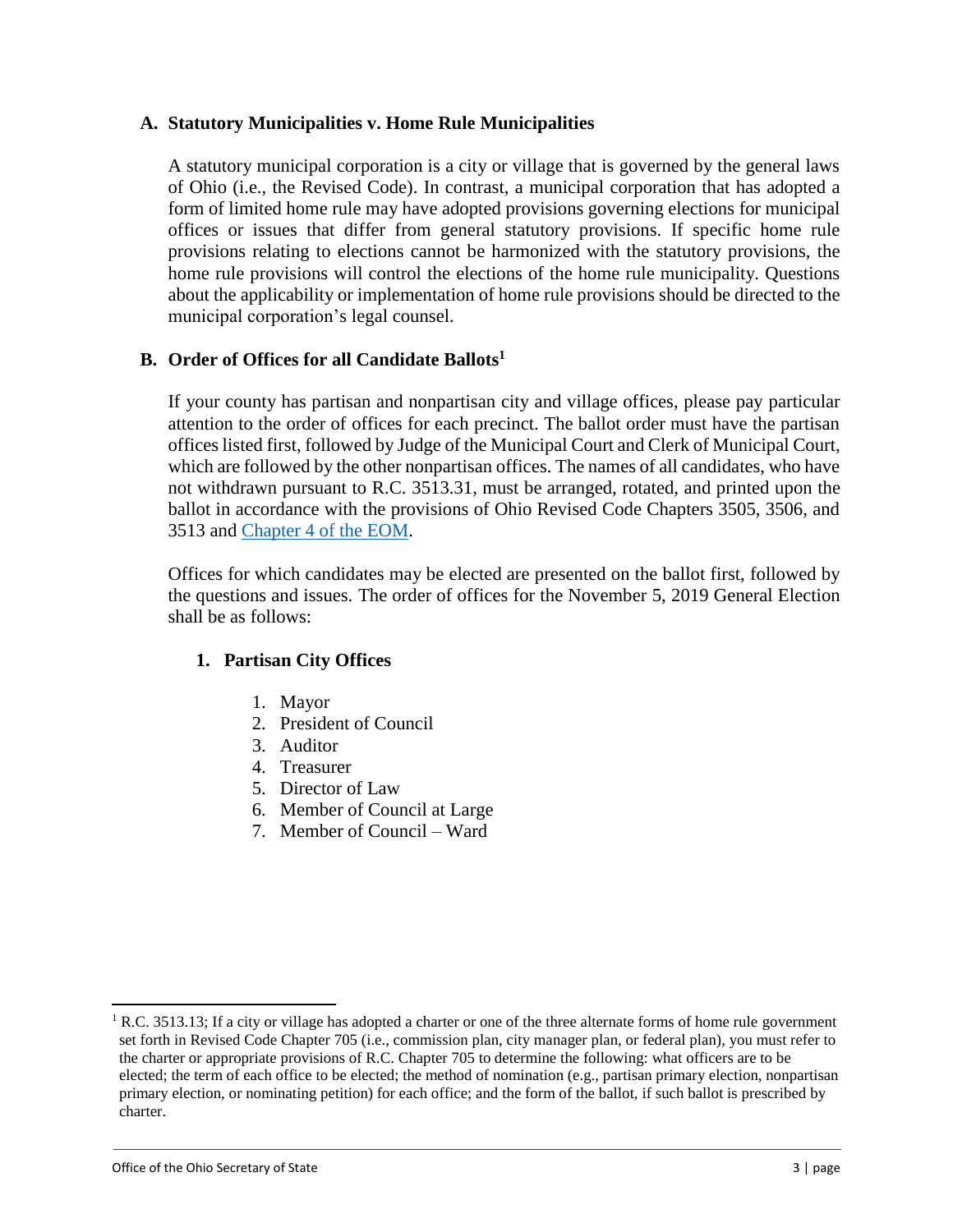### A. Statutory Municipalities v. Home Rule Municipalities

A statutory municipal corporation is a city or village that is governed by the general laws of Ohio (i.e., the Revised Code). In contrast, a municipal corporation that has adopted a form of limited home rule may have adopted provisions governing elections for municipal offices or issues that differ from general statutory provisions. If specific home rule provisions relating to elections cannot be harmonized with the statutory provisions, the home rule provisions will control the elections of the home rule municipality. Questions about the applicability or implementation of home rule provisions should be directed to the municipal corporation's legal counsel.

### B. Order of Offices for all Candidate Ballots[1]

If your county has partisan and nonpartisan city and village offices, please pay particular attention to the order of offices for each precinct. The ballot order must have the partisan offices listed first, followed by Judge of the Municipal Court and Clerk of Municipal Court, which are followed by the other nonpartisan offices. The names of all candidates, who have not withdrawn pursuant to R.C. 3513.31, must be arranged, rotated, and printed upon the ballot in accordance with the provisions of Ohio Revised Code Chapters 3505, 3506, and 3513 and Chapter 4 of the EOM.

Offices for which candidates may be elected are presented on the ballot first, followed by the questions and issues. The order of offices for the November 5, 2019 General Election shall be as follows:

#### 1. Partisan City Offices

1. Mayor
2. President of Council
3. Auditor
4. Treasurer
5. Director of Law
6. Member of Council at Large
7. Member of Council – Ward

---

[1] R.C. 3513.13; If a city or village has adopted a charter or one of the three alternate forms of home rule government set forth in Revised Code Chapter 705 (i.e., commission plan, city manager plan, or federal plan), you must refer to the charter or appropriate provisions of R.C. Chapter 705 to determine the following: what officers are to be elected; the term of each office to be elected; the method of nomination (e.g., partisan primary election, nonpartisan primary election, or nominating petition) for each office; and the form of the ballot, if such ballot is prescribed by charter.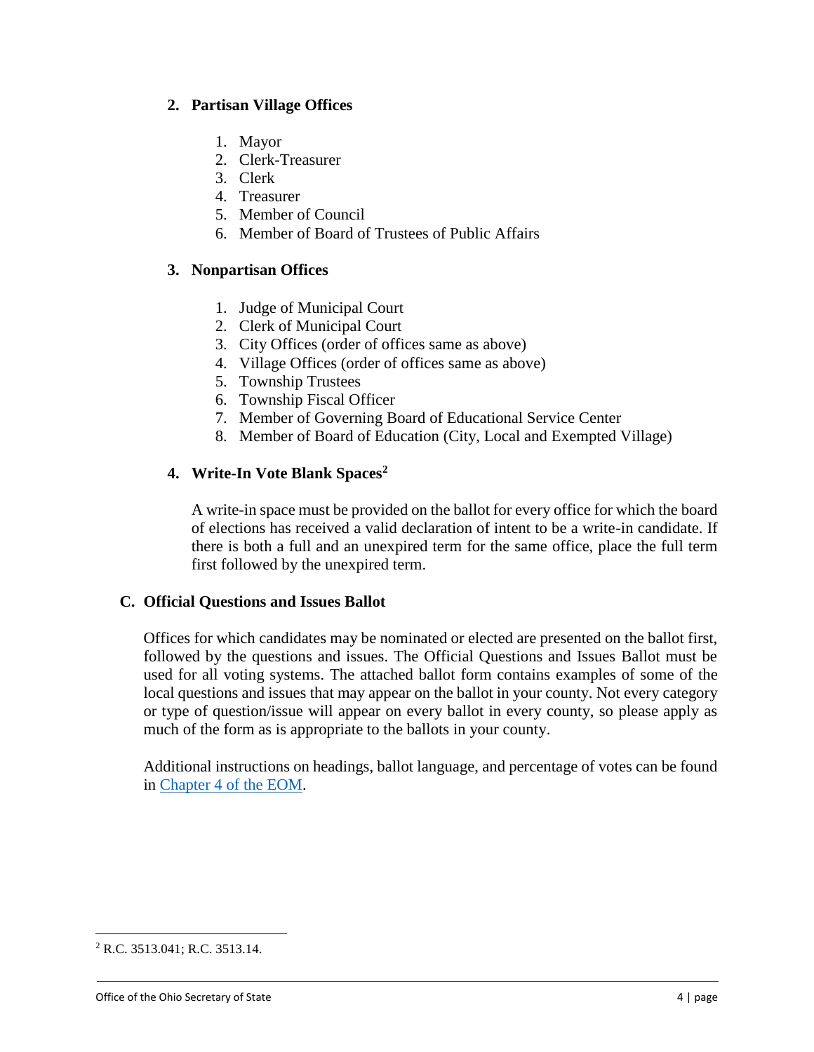### 2. Partisan Village Offices

1. Mayor
2. Clerk-Treasurer
3. Clerk
4. Treasurer
5. Member of Council
6. Member of Board of Trustees of Public Affairs

### 3. Nonpartisan Offices

1. Judge of Municipal Court
2. Clerk of Municipal Court
3. City Offices (order of offices same as above)
4. Village Offices (order of offices same as above)
5. Township Trustees
6. Township Fiscal Officer
7. Member of Governing Board of Educational Service Center
8. Member of Board of Education (City, Local and Exempted Village)

### 4. Write-In Vote Blank Spaces[2]

A write-in space must be provided on the ballot for every office for which the board of elections has received a valid declaration of intent to be a write-in candidate. If there is both a full and an unexpired term for the same office, place the full term first followed by the unexpired term.

## C. Official Questions and Issues Ballot

Offices for which candidates may be nominated or elected are presented on the ballot first, followed by the questions and issues. The Official Questions and Issues Ballot must be used for all voting systems. The attached ballot form contains examples of some of the local questions and issues that may appear on the ballot in your county. Not every category or type of question/issue will appear on every ballot in every county, so please apply as much of the form as is appropriate to the ballots in your county.

Additional instructions on headings, ballot language, and percentage of votes can be found in Chapter 4 of the EOM.

---

[2] R.C. 3513.041; R.C. 3513.14.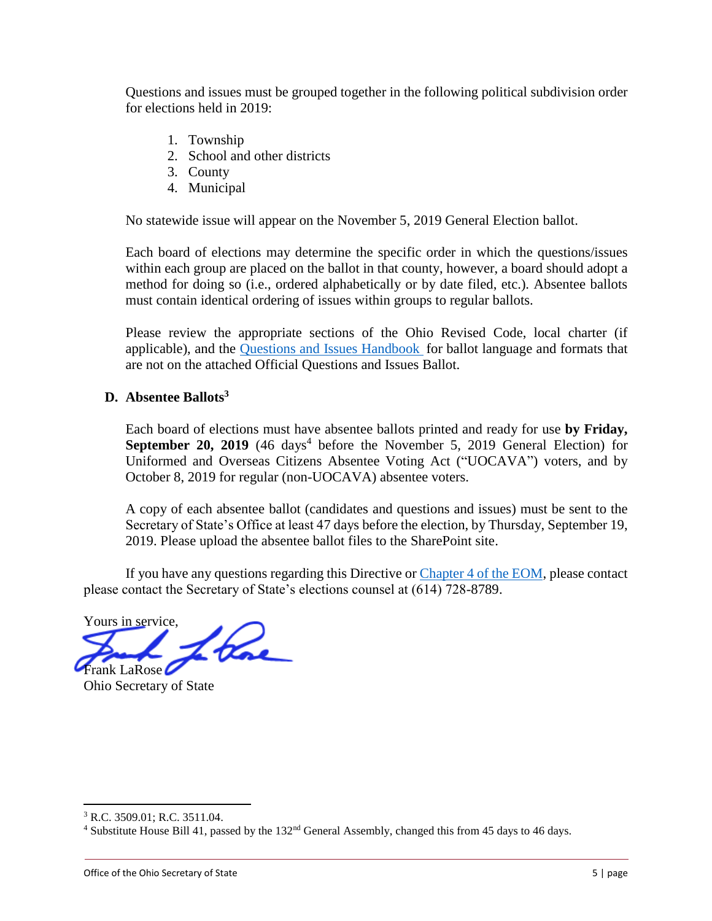Questions and issues must be grouped together in the following political subdivision order for elections held in 2019:

1. Township
2. School and other districts
3. County
4. Municipal

No statewide issue will appear on the November 5, 2019 General Election ballot.

Each board of elections may determine the specific order in which the questions/issues within each group are placed on the ballot in that county, however, a board should adopt a method for doing so (i.e., ordered alphabetically or by date filed, etc.). Absentee ballots must contain identical ordering of issues within groups to regular ballots.

Please review the appropriate sections of the Ohio Revised Code, local charter (if applicable), and the Questions and Issues Handbook for ballot language and formats that are not on the attached Official Questions and Issues Ballot.

### D. Absentee Ballots[3]

Each board of elections must have absentee ballots printed and ready for use **by Friday, September 20, 2019** (46 days[4] before the November 5, 2019 General Election) for Uniformed and Overseas Citizens Absentee Voting Act ("UOCAVA") voters, and by October 8, 2019 for regular (non-UOCAVA) absentee voters.

A copy of each absentee ballot (candidates and questions and issues) must be sent to the Secretary of State's Office at least 47 days before the election, by Thursday, September 19, 2019. Please upload the absentee ballot files to the SharePoint site.

If you have any questions regarding this Directive or Chapter 4 of the EOM, please contact please contact the Secretary of State's elections counsel at (614) 728-8789.

Yours in service,

Frank LaRose
Ohio Secretary of State

---

[3] R.C. 3509.01; R.C. 3511.04.

[4] Substitute House Bill 41, passed by the 132nd General Assembly, changed this from 45 days to 46 days.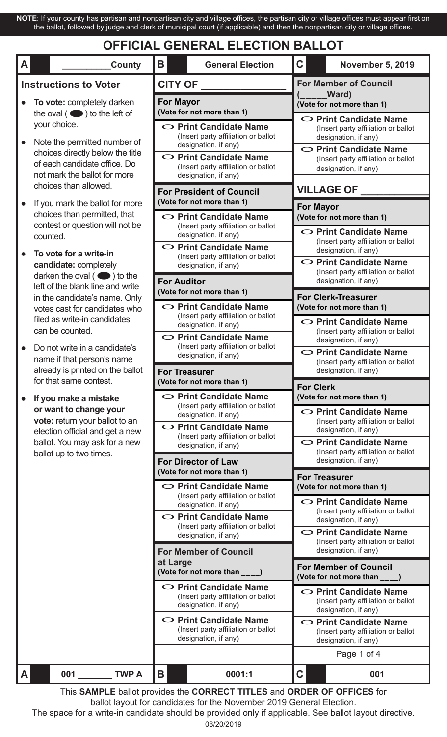**NOTE**: If your county has partisan and nonpartisan city and village offices, the partisan city or village offices must appear first on the ballot, followed by judge and clerk of municipal court (if applicable) and then the nonpartisan city or village offices.

# OFFICIAL GENERAL ELECTION BALLOT

| A | __________County | B | General Election | C | November 5, 2019 |
|---|---|---|---|---|---|

## Instructions to Voter

- **To vote:** completely darken the oval ( ⬬ ) to the left of your choice.
- Note the permitted number of choices directly below the title of each candidate office. Do not mark the ballot for more choices than allowed.
- If you mark the ballot for more choices than permitted, that contest or question will not be counted.
- **To vote for a write-in candidate:** completely darken the oval ( ⬬ ) to the left of the blank line and write in the candidate's name. Only votes cast for candidates who filed as write-in candidates can be counted.
- Do not write in a candidate's name if that person's name already is printed on the ballot for that same contest.
- **If you make a mistake or want to change your vote:** return your ballot to an election official and get a new ballot. You may ask for a new ballot up to two times.

## CITY OF _______________

**For Mayor**
**(Vote for not more than 1)**

- ⬭ **Print Candidate Name** (Insert party affiliation or ballot designation, if any)
- ⬭ **Print Candidate Name** (Insert party affiliation or ballot designation, if any)

**For President of Council**
**(Vote for not more than 1)**

- ⬭ **Print Candidate Name** (Insert party affiliation or ballot designation, if any)
- ⬭ **Print Candidate Name** (Insert party affiliation or ballot designation, if any)

**For Auditor**
**(Vote for not more than 1)**

- ⬭ **Print Candidate Name** (Insert party affiliation or ballot designation, if any)
- ⬭ **Print Candidate Name** (Insert party affiliation or ballot designation, if any)

**For Treasurer**
**(Vote for not more than 1)**

- ⬭ **Print Candidate Name** (Insert party affiliation or ballot designation, if any)
- ⬭ **Print Candidate Name** (Insert party affiliation or ballot designation, if any)

**For Director of Law**
**(Vote for not more than 1)**

- ⬭ **Print Candidate Name** (Insert party affiliation or ballot designation, if any)
- ⬭ **Print Candidate Name** (Insert party affiliation or ballot designation, if any)

**For Member of Council at Large**
**(Vote for not more than ____)**

- ⬭ **Print Candidate Name** (Insert party affiliation or ballot designation, if any)
- ⬭ **Print Candidate Name** (Insert party affiliation or ballot designation, if any)

**For Member of Council (_____Ward)**
**(Vote for not more than 1)**

- ⬭ **Print Candidate Name** (Insert party affiliation or ballot designation, if any)
- ⬭ **Print Candidate Name** (Insert party affiliation or ballot designation, if any)

## VILLAGE OF ____________

**For Mayor**
**(Vote for not more than 1)**

- ⬭ **Print Candidate Name** (Insert party affiliation or ballot designation, if any)
- ⬭ **Print Candidate Name** (Insert party affiliation or ballot designation, if any)

**For Clerk-Treasurer**
**(Vote for not more than 1)**

- ⬭ **Print Candidate Name** (Insert party affiliation or ballot designation, if any)
- ⬭ **Print Candidate Name** (Insert party affiliation or ballot designation, if any)

**For Clerk**
**(Vote for not more than 1)**

- ⬭ **Print Candidate Name** (Insert party affiliation or ballot designation, if any)
- ⬭ **Print Candidate Name** (Insert party affiliation or ballot designation, if any)

**For Treasurer**
**(Vote for not more than 1)**

- ⬭ **Print Candidate Name** (Insert party affiliation or ballot designation, if any)
- ⬭ **Print Candidate Name** (Insert party affiliation or ballot designation, if any)

**For Member of Council**
**(Vote for not more than ____)**

- ⬭ **Print Candidate Name** (Insert party affiliation or ballot designation, if any)
- ⬭ **Print Candidate Name** (Insert party affiliation or ballot designation, if any)

Page 1 of 4

| A | 001 _______ TWP A | B | 0001:1 | C | 001 |
|---|---|---|---|---|---|

This **SAMPLE** ballot provides the **CORRECT TITLES** and **ORDER OF OFFICES** for ballot layout for candidates for the November 2019 General Election.

The space for a write-in candidate should be provided only if applicable. See ballot layout directive.

08/20/2019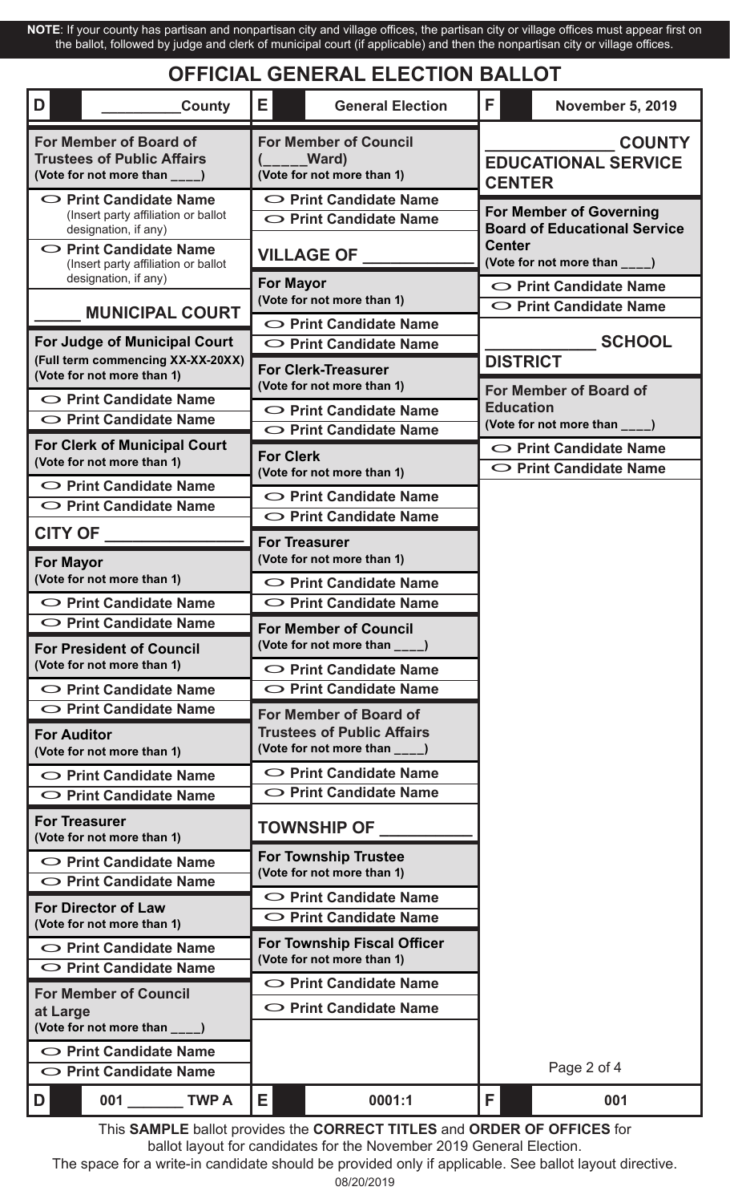**NOTE**: If your county has partisan and nonpartisan city and village offices, the partisan city or village offices must appear first on the ballot, followed by judge and clerk of municipal court (if applicable) and then the nonpartisan city or village offices.

# OFFICIAL GENERAL ELECTION BALLOT

| D ________County | E General Election | F November 5, 2019 |
|---|---|---|

**For Member of Board of Trustees of Public Affairs**
(Vote for not more than ____)

- ⬭ Print Candidate Name (Insert party affiliation or ballot designation, if any)
- ⬭ Print Candidate Name (Insert party affiliation or ballot designation, if any)

## _____ MUNICIPAL COURT

**For Judge of Municipal Court**
(Full term commencing XX-XX-20XX)
(Vote for not more than 1)

- ⬭ Print Candidate Name
- ⬭ Print Candidate Name

**For Clerk of Municipal Court**
(Vote for not more than 1)

- ⬭ Print Candidate Name
- ⬭ Print Candidate Name

## CITY OF _______________

**For Mayor**
(Vote for not more than 1)

- ⬭ Print Candidate Name
- ⬭ Print Candidate Name

**For President of Council**
(Vote for not more than 1)

- ⬭ Print Candidate Name
- ⬭ Print Candidate Name

**For Auditor**
(Vote for not more than 1)

- ⬭ Print Candidate Name
- ⬭ Print Candidate Name

**For Treasurer**
(Vote for not more than 1)

- ⬭ Print Candidate Name
- ⬭ Print Candidate Name

**For Director of Law**
(Vote for not more than 1)

- ⬭ Print Candidate Name
- ⬭ Print Candidate Name

**For Member of Council at Large**
(Vote for not more than ____)

- ⬭ Print Candidate Name
- ⬭ Print Candidate Name

**For Member of Council (_____Ward)**
(Vote for not more than 1)

- ⬭ Print Candidate Name
- ⬭ Print Candidate Name

## VILLAGE OF ____________

**For Mayor**
(Vote for not more than 1)

- ⬭ Print Candidate Name
- ⬭ Print Candidate Name

**For Clerk-Treasurer**
(Vote for not more than 1)

- ⬭ Print Candidate Name
- ⬭ Print Candidate Name

**For Clerk**
(Vote for not more than 1)

- ⬭ Print Candidate Name
- ⬭ Print Candidate Name

**For Treasurer**
(Vote for not more than 1)

- ⬭ Print Candidate Name
- ⬭ Print Candidate Name

**For Member of Council**
(Vote for not more than ____)

- ⬭ Print Candidate Name
- ⬭ Print Candidate Name

**For Member of Board of Trustees of Public Affairs**
(Vote for not more than ____)

- ⬭ Print Candidate Name
- ⬭ Print Candidate Name

## TOWNSHIP OF __________

**For Township Trustee**
(Vote for not more than 1)

- ⬭ Print Candidate Name
- ⬭ Print Candidate Name

**For Township Fiscal Officer**
(Vote for not more than 1)

- ⬭ Print Candidate Name
- ⬭ Print Candidate Name

## ____________ COUNTY EDUCATIONAL SERVICE CENTER

**For Member of Governing Board of Educational Service Center**
(Vote for not more than ____)

- ⬭ Print Candidate Name
- ⬭ Print Candidate Name

## ___________ SCHOOL DISTRICT

**For Member of Board of Education**
(Vote for not more than ____)

- ⬭ Print Candidate Name
- ⬭ Print Candidate Name

| D 001 _______ TWP A | E 0001:1 | F 001 |
|---|---|---|

This **SAMPLE** ballot provides the **CORRECT TITLES** and **ORDER OF OFFICES** for ballot layout for candidates for the November 2019 General Election.

The space for a write-in candidate should be provided only if applicable. See ballot layout directive.

08/20/2019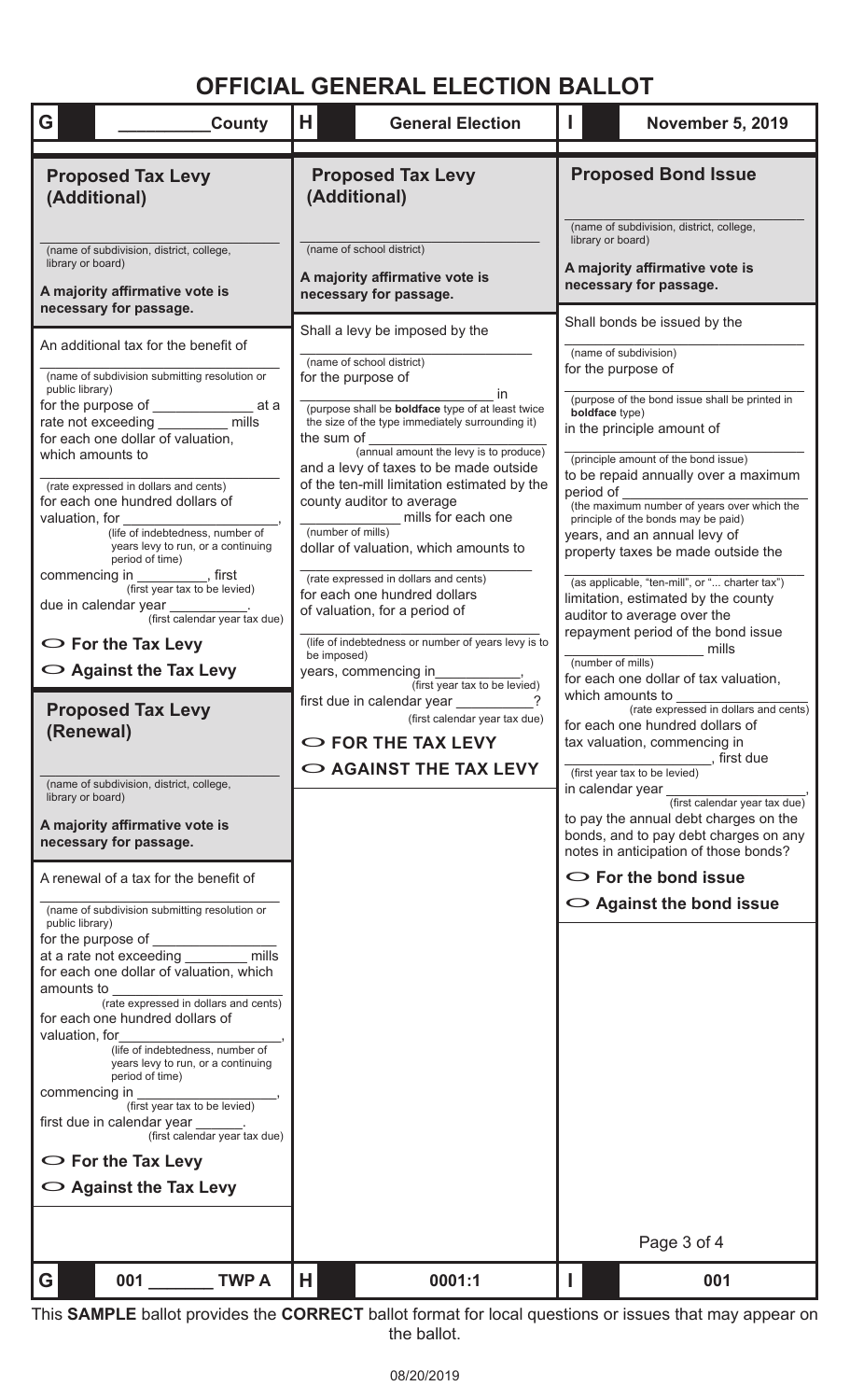# OFFICIAL GENERAL ELECTION BALLOT

| G | __________ County | H | General Election | I | November 5, 2019 |
|---|---|---|---|---|---|

## Proposed Tax Levy (Additional)

_________________________
(name of subdivision, district, college, library or board)

**A majority affirmative vote is necessary for passage.**

An additional tax for the benefit of
_________________________
(name of subdivision submitting resolution or public library)
for the purpose of _____________ at a rate not exceeding _________ mills for each one dollar of valuation, which amounts to
_________________________
(rate expressed in dollars and cents)
for each one hundred dollars of valuation, for _________________,
(life of indebtedness, number of years levy to run, or a continuing period of time)
commencing in _________, first
(first year tax to be levied)
due in calendar year __________.
(first calendar year tax due)

- ○ **For the Tax Levy**
- ○ **Against the Tax Levy**

## Proposed Tax Levy (Renewal)

_________________________
(name of subdivision, district, college, library or board)

**A majority affirmative vote is necessary for passage.**

A renewal of a tax for the benefit of
_________________________
(name of subdivision submitting resolution or public library)
for the purpose of _______________
at a rate not exceeding ________ mills for each one dollar of valuation, which amounts to _____________________
(rate expressed in dollars and cents)
for each one hundred dollars of valuation, for_________________,
(life of indebtedness, number of years levy to run, or a continuing period of time)
commencing in _________________,
(first year tax to be levied)
first due in calendar year ______.
(first calendar year tax due)

- ○ **For the Tax Levy**
- ○ **Against the Tax Levy**

## Proposed Tax Levy (Additional)

_________________________
(name of school district)

**A majority affirmative vote is necessary for passage.**

Shall a levy be imposed by the
_________________________
(name of school district)
for the purpose of
_________________________ in
(purpose shall be **boldface** type of at least twice the size of the type immediately surrounding it)
the sum of _____________________
(annual amount the levy is to produce)
and a levy of taxes to be made outside of the ten-mill limitation estimated by the county auditor to average
_____________ mills for each one
(number of mills)
dollar of valuation, which amounts to
_________________________
(rate expressed in dollars and cents)
for each one hundred dollars of valuation, for a period of
_________________________
(life of indebtedness or number of years levy is to be imposed)
years, commencing in___________,
(first year tax to be levied)
first due in calendar year __________?
(first calendar year tax due)

- ○ **FOR THE TAX LEVY**
- ○ **AGAINST THE TAX LEVY**

## Proposed Bond Issue

_________________________
(name of subdivision, district, college, library or board)

**A majority affirmative vote is necessary for passage.**

Shall bonds be issued by the
_________________________
(name of subdivision)
for the purpose of
_________________________
(purpose of the bond issue shall be printed in **boldface** type)
in the principle amount of
_________________________
(principle amount of the bond issue)
to be repaid annually over a maximum period of _____________________
(the maximum number of years over which the principle of the bonds may be paid)
years, and an annual levy of property taxes be made outside the
_________________________
(as applicable, "ten-mill", or "... charter tax")
limitation, estimated by the county auditor to average over the repayment period of the bond issue
__________________ mills
(number of mills)
for each one dollar of tax valuation, which amounts to ________________
(rate expressed in dollars and cents)
for each one hundred dollars of tax valuation, commencing in
____________________, first due
(first year tax to be levied)
in calendar year _________________,
(first calendar year tax due)
to pay the annual debt charges on the bonds, and to pay debt charges on any notes in anticipation of those bonds?

- ○ **For the bond issue**
- ○ **Against the bond issue**

| G | 001 _______ TWP A | H | 0001:1 | I | 001 |
|---|---|---|---|---|---|

This **SAMPLE** ballot provides the **CORRECT** ballot format for local questions or issues that may appear on the ballot.

08/20/2019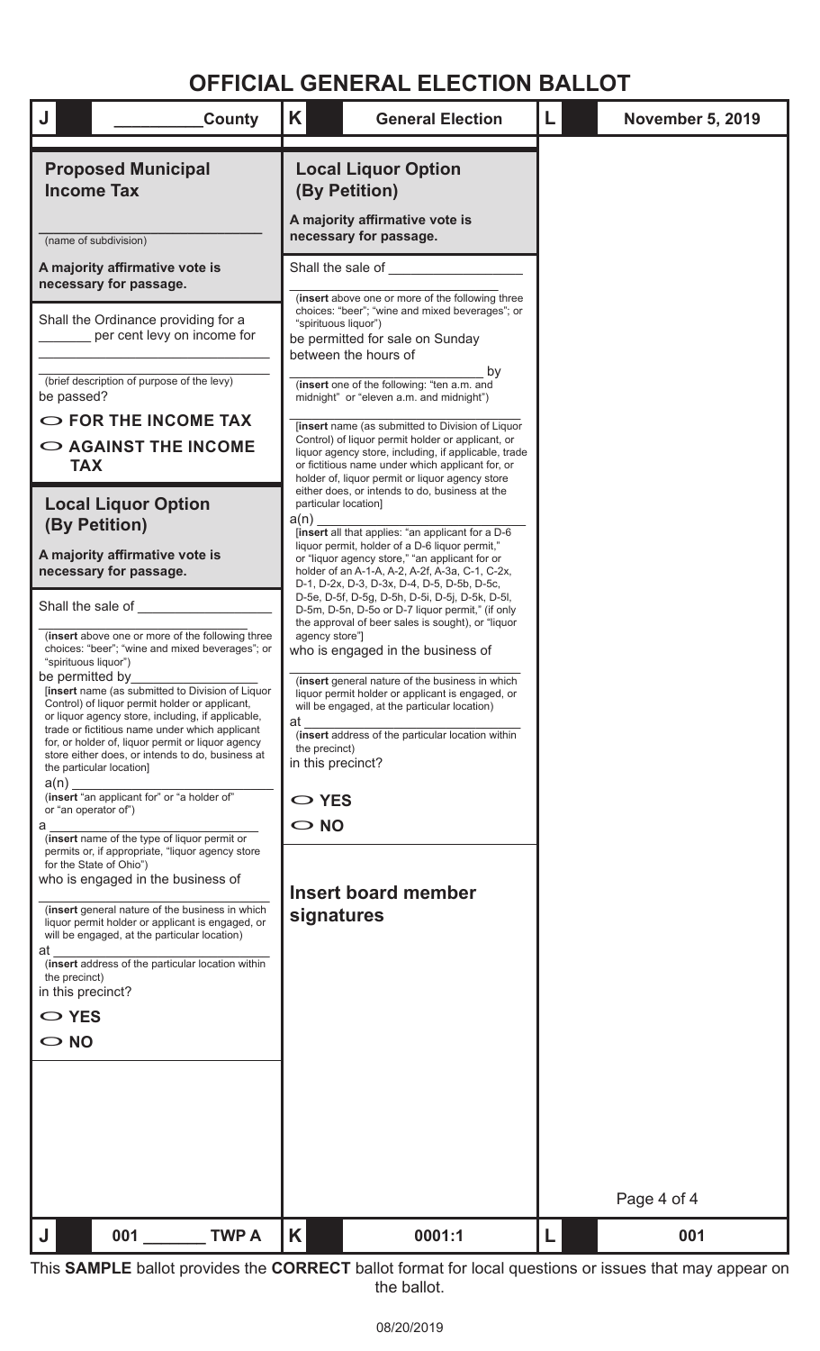# OFFICIAL GENERAL ELECTION BALLOT

| J | ________County | K | General Election | L | November 5, 2019 |
|---|---|---|---|---|---|

## Proposed Municipal Income Tax

____________________
(name of subdivision)

**A majority affirmative vote is necessary for passage.**

Shall the Ordinance providing for a ________ per cent levy on income for ____________________

____________________
(brief description of purpose of the levy)
be passed?

**○ FOR THE INCOME TAX**

**○ AGAINST THE INCOME TAX**

## Local Liquor Option (By Petition)

**A majority affirmative vote is necessary for passage.**

Shall the sale of ____________________

____________________
(**insert** above one or more of the following three choices: "beer"; "wine and mixed beverages"; or "spirituous liquor")

be permitted by____________________
[**insert** name (as submitted to Division of Liquor Control) of liquor permit holder or applicant, or liquor agency store, including, if applicable, trade or fictitious name under which applicant for, or holder of, liquor permit or liquor agency store either does, or intends to do, business at the particular location]

a(n) ____________________
(**insert** "an applicant for" or "a holder of" or "an operator of")

a ____________________
(**insert** name of the type of liquor permit or permits or, if appropriate, "liquor agency store for the State of Ohio")

who is engaged in the business of

____________________
(**insert** general nature of the business in which liquor permit holder or applicant is engaged, or will be engaged, at the particular location)

at ____________________
(**insert** address of the particular location within the precinct)

in this precinct?

**○ YES**

**○ NO**

## Local Liquor Option (By Petition)

**A majority affirmative vote is necessary for passage.**

Shall the sale of ____________________

____________________
(**insert** above one or more of the following three choices: "beer"; "wine and mixed beverages"; or "spirituous liquor")

be permitted for sale on Sunday between the hours of

____________________ by
(**insert** one of the following: "ten a.m. and midnight" or "eleven a.m. and midnight")

____________________
[**insert** name (as submitted to Division of Liquor Control) of liquor permit holder or applicant, or liquor agency store, including, if applicable, trade or fictitious name under which applicant for, or holder of, liquor permit or liquor agency store either does, or intends to do, business at the particular location]

a(n) ____________________
[**insert** all that applies: "an applicant for a D-6 liquor permit, holder of a D-6 liquor permit," or "liquor agency store," "an applicant for or holder of an A-1-A, A-2, A-2f, A-3a, C-1, C-2x, D-1, D-2x, D-3, D-3x, D-4, D-5, D-5b, D-5c, D-5e, D-5f, D-5g, D-5h, D-5i, D-5j, D-5k, D-5l, D-5m, D-5n, D-5o or D-7 liquor permit," (if only the approval of beer sales is sought), or "liquor agency store"]

who is engaged in the business of

____________________
(**insert** general nature of the business in which liquor permit holder or applicant is engaged, or will be engaged, at the particular location)

at ____________________
(**insert** address of the particular location within the precinct)

in this precinct?

**○ YES**

**○ NO**

## Insert board member signatures

| J | 001 ______ TWP A | K | 0001:1 | L | 001 |
|---|---|---|---|---|---|

This **SAMPLE** ballot provides the **CORRECT** ballot format for local questions or issues that may appear on the ballot.

08/20/2019